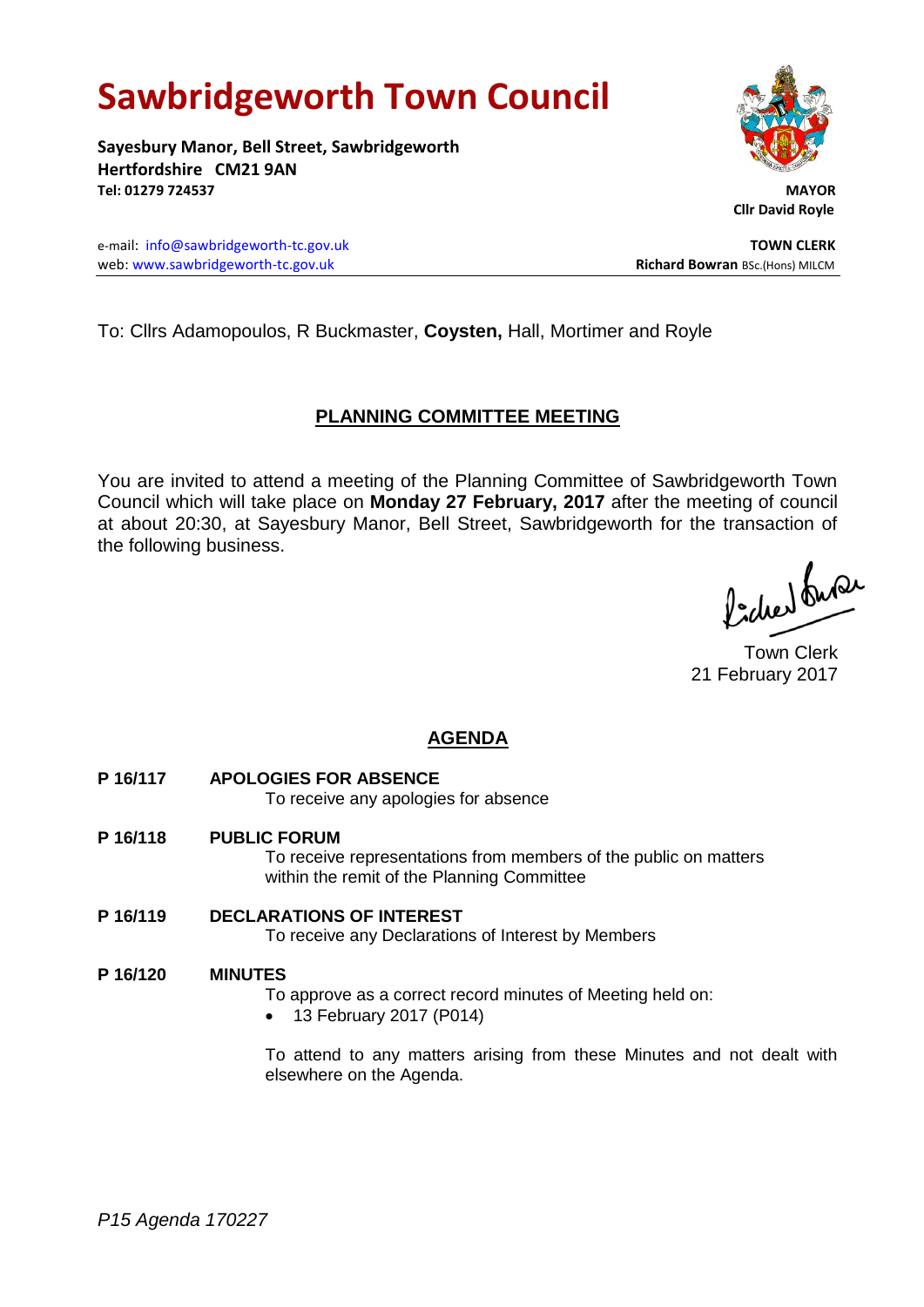# Sawbridgeworth Town Council

**Sayesbury Manor, Bell Street, Sawbridgeworth**
**Hertfordshire CM21 9AN**
**Tel: 01279 724537**

**MAYOR**
**Cllr David Royle**

e-mail: info@sawbridgeworth-tc.gov.uk
web: www.sawbridgeworth-tc.gov.uk

**TOWN CLERK**
**Richard Bowran** BSc.(Hons) MILCM

To: Cllrs Adamopoulos, R Buckmaster, **Coysten,** Hall, Mortimer and Royle

## PLANNING COMMITTEE MEETING

You are invited to attend a meeting of the Planning Committee of Sawbridgeworth Town Council which will take place on **Monday 27 February, 2017** after the meeting of council at about 20:30, at Sayesbury Manor, Bell Street, Sawbridgeworth for the transaction of the following business.

Town Clerk
21 February 2017

## AGENDA

**P 16/117 APOLOGIES FOR ABSENCE**
To receive any apologies for absence

**P 16/118 PUBLIC FORUM**
To receive representations from members of the public on matters within the remit of the Planning Committee

**P 16/119 DECLARATIONS OF INTEREST**
To receive any Declarations of Interest by Members

**P 16/120 MINUTES**
To approve as a correct record minutes of Meeting held on:

- 13 February 2017 (P014)

To attend to any matters arising from these Minutes and not dealt with elsewhere on the Agenda.

*P15 Agenda 170227*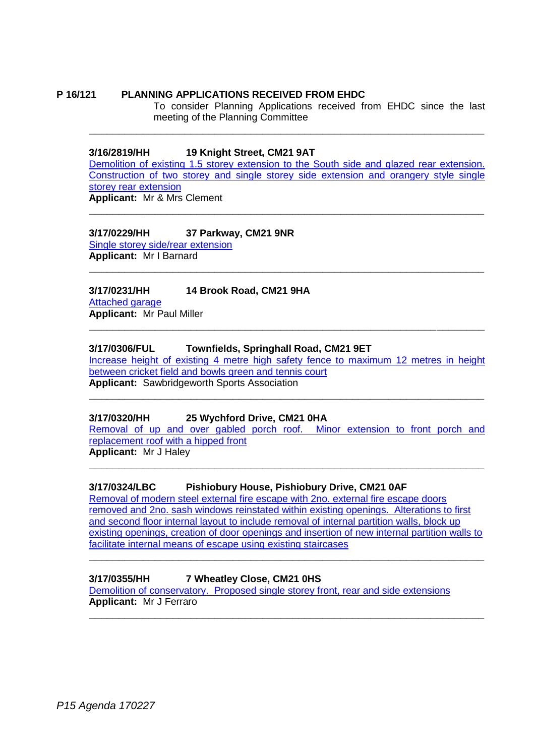**P 16/121 PLANNING APPLICATIONS RECEIVED FROM EHDC**

To consider Planning Applications received from EHDC since the last meeting of the Planning Committee

---

**3/16/2819/HH 19 Knight Street, CM21 9AT**

Demolition of existing 1.5 storey extension to the South side and glazed rear extension. Construction of two storey and single storey side extension and orangery style single storey rear extension

**Applicant:** Mr & Mrs Clement

---

**3/17/0229/HH 37 Parkway, CM21 9NR**

Single storey side/rear extension

**Applicant:** Mr I Barnard

---

**3/17/0231/HH 14 Brook Road, CM21 9HA**

Attached garage

**Applicant:** Mr Paul Miller

---

**3/17/0306/FUL Townfields, Springhall Road, CM21 9ET**

Increase height of existing 4 metre high safety fence to maximum 12 metres in height between cricket field and bowls green and tennis court

**Applicant:** Sawbridgeworth Sports Association

---

**3/17/0320/HH 25 Wychford Drive, CM21 0HA**

Removal of up and over gabled porch roof. Minor extension to front porch and replacement roof with a hipped front

**Applicant:** Mr J Haley

---

**3/17/0324/LBC Pishiobury House, Pishiobury Drive, CM21 0AF**

Removal of modern steel external fire escape with 2no. external fire escape doors removed and 2no. sash windows reinstated within existing openings. Alterations to first and second floor internal layout to include removal of internal partition walls, block up existing openings, creation of door openings and insertion of new internal partition walls to facilitate internal means of escape using existing staircases

---

**3/17/0355/HH 7 Wheatley Close, CM21 0HS**

Demolition of conservatory. Proposed single storey front, rear and side extensions

**Applicant:** Mr J Ferraro

---

*P15 Agenda 170227*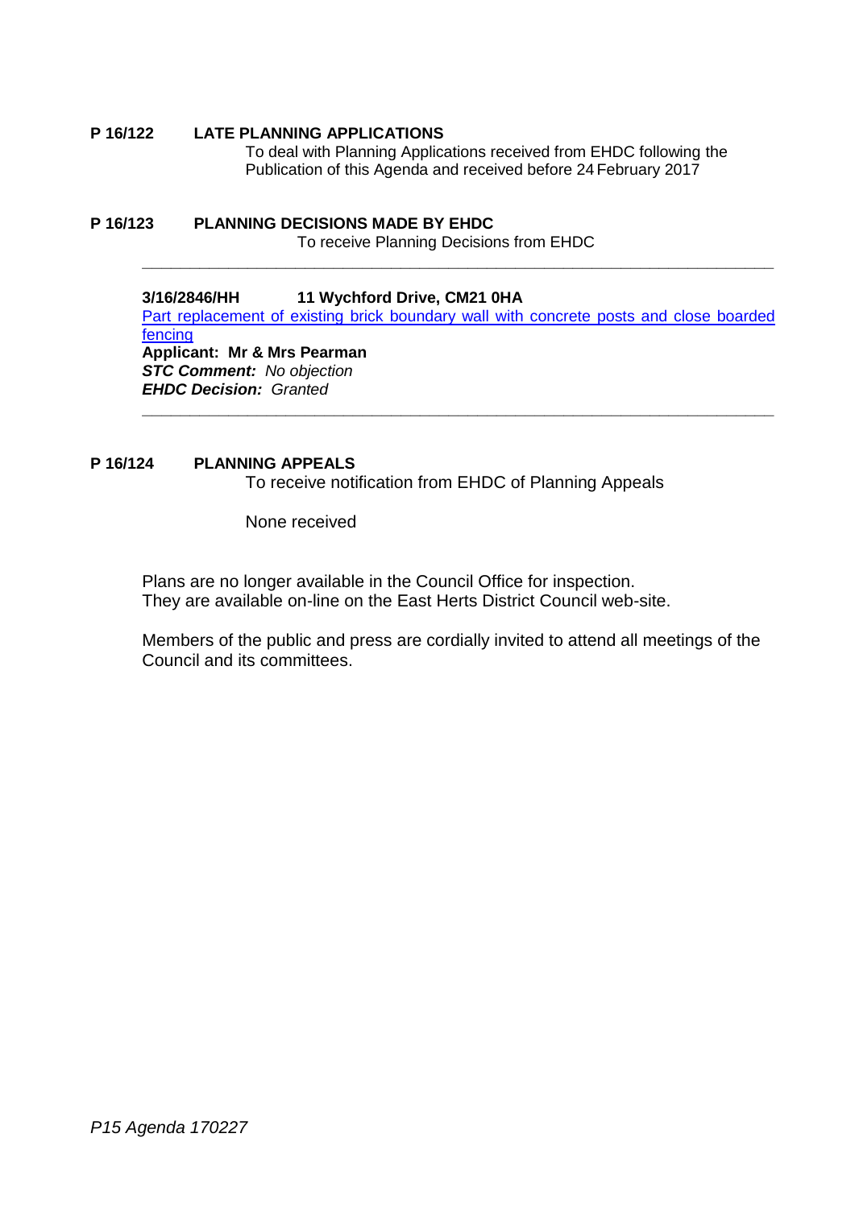**P 16/122 LATE PLANNING APPLICATIONS**

To deal with Planning Applications received from EHDC following the Publication of this Agenda and received before 24 February 2017

**P 16/123 PLANNING DECISIONS MADE BY EHDC**

To receive Planning Decisions from EHDC

---

**3/16/2846/HH 11 Wychford Drive, CM21 0HA**

Part replacement of existing brick boundary wall with concrete posts and close boarded fencing

**Applicant: Mr & Mrs Pearman**

***STC Comment:*** *No objection*

***EHDC Decision:*** *Granted*

---

**P 16/124 PLANNING APPEALS**

To receive notification from EHDC of Planning Appeals

None received

Plans are no longer available in the Council Office for inspection.
They are available on-line on the East Herts District Council web-site.

Members of the public and press are cordially invited to attend all meetings of the Council and its committees.

*P15 Agenda 170227*